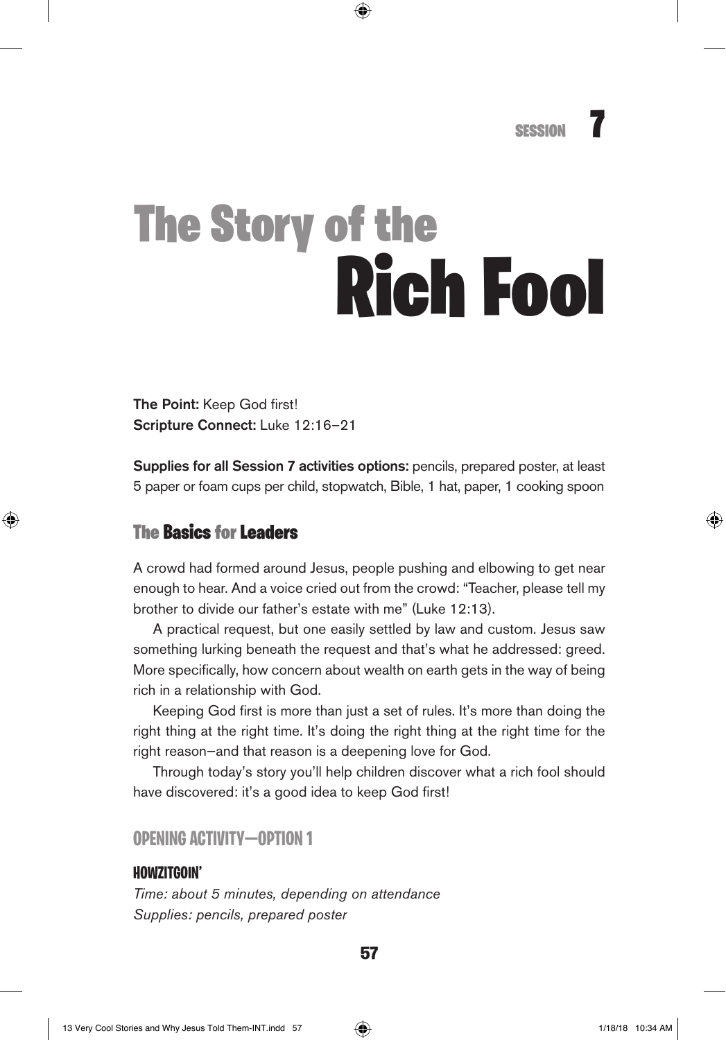SESSION 7

# The Story of the Rich Fool

**The Point:** Keep God first!
**Scripture Connect:** Luke 12:16–21

**Supplies for all Session 7 activities options:** pencils, prepared poster, at least 5 paper or foam cups per child, stopwatch, Bible, 1 hat, paper, 1 cooking spoon

## The Basics for Leaders

A crowd had formed around Jesus, people pushing and elbowing to get near enough to hear. And a voice cried out from the crowd: "Teacher, please tell my brother to divide our father's estate with me" (Luke 12:13).

A practical request, but one easily settled by law and custom. Jesus saw something lurking beneath the request and that's what he addressed: greed. More specifically, how concern about wealth on earth gets in the way of being rich in a relationship with God.

Keeping God first is more than just a set of rules. It's more than doing the right thing at the right time. It's doing the right thing at the right time for the right reason—and that reason is a deepening love for God.

Through today's story you'll help children discover what a rich fool should have discovered: it's a good idea to keep God first!

## OPENING ACTIVITY—OPTION 1

### HOWZITGOIN'

*Time: about 5 minutes, depending on attendance*
*Supplies: pencils, prepared poster*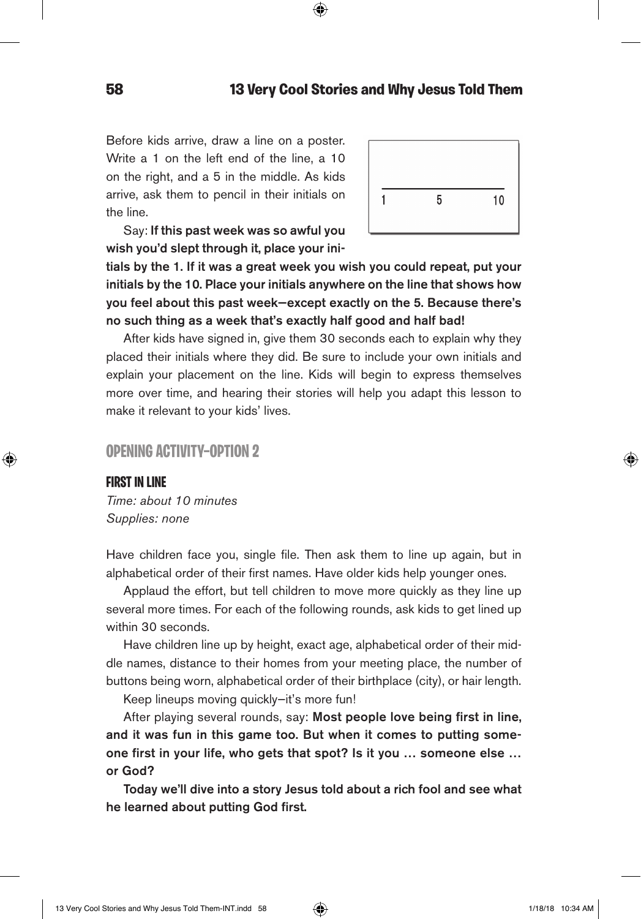Before kids arrive, draw a line on a poster. Write a 1 on the left end of the line, a 10 on the right, and a 5 in the middle. As kids arrive, ask them to pencil in their initials on the line.

Say: **If this past week was so awful you wish you'd slept through it, place your initials by the 1. If it was a great week you wish you could repeat, put your initials by the 10. Place your initials anywhere on the line that shows how you feel about this past week—except exactly on the 5. Because there's no such thing as a week that's exactly half good and half bad!**

After kids have signed in, give them 30 seconds each to explain why they placed their initials where they did. Be sure to include your own initials and explain your placement on the line. Kids will begin to express themselves more over time, and hearing their stories will help you adapt this lesson to make it relevant to your kids' lives.

## OPENING ACTIVITY—OPTION 2

### FIRST IN LINE

*Time: about 10 minutes*
*Supplies: none*

Have children face you, single file. Then ask them to line up again, but in alphabetical order of their first names. Have older kids help younger ones.

Applaud the effort, but tell children to move more quickly as they line up several more times. For each of the following rounds, ask kids to get lined up within 30 seconds.

Have children line up by height, exact age, alphabetical order of their middle names, distance to their homes from your meeting place, the number of buttons being worn, alphabetical order of their birthplace (city), or hair length.

Keep lineups moving quickly—it's more fun!

After playing several rounds, say: **Most people love being first in line, and it was fun in this game too. But when it comes to putting someone first in your life, who gets that spot? Is it you … someone else … or God?**

**Today we'll dive into a story Jesus told about a rich fool and see what he learned about putting God first.**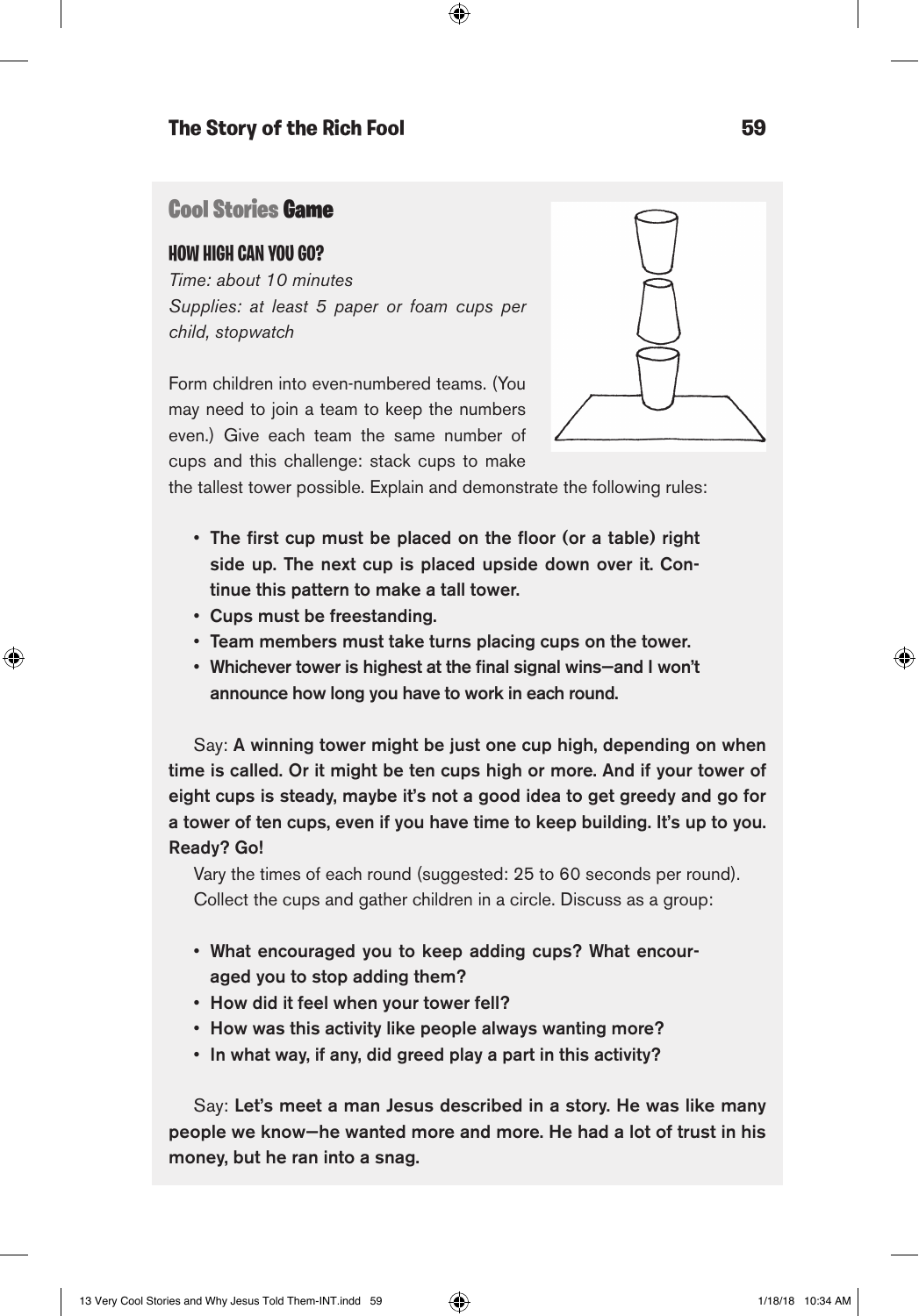## Cool Stories Game

### HOW HIGH CAN YOU GO?

*Time: about 10 minutes*
*Supplies: at least 5 paper or foam cups per child, stopwatch*

Form children into even-numbered teams. (You may need to join a team to keep the numbers even.) Give each team the same number of cups and this challenge: stack cups to make the tallest tower possible. Explain and demonstrate the following rules:

- **The first cup must be placed on the floor (or a table) right side up. The next cup is placed upside down over it. Continue this pattern to make a tall tower.**
- **Cups must be freestanding.**
- **Team members must take turns placing cups on the tower.**
- **Whichever tower is highest at the final signal wins—and I won't announce how long you have to work in each round.**

Say: **A winning tower might be just one cup high, depending on when time is called. Or it might be ten cups high or more. And if your tower of eight cups is steady, maybe it's not a good idea to get greedy and go for a tower of ten cups, even if you have time to keep building. It's up to you. Ready? Go!**

Vary the times of each round (suggested: 25 to 60 seconds per round).

Collect the cups and gather children in a circle. Discuss as a group:

- **What encouraged you to keep adding cups? What encouraged you to stop adding them?**
- **How did it feel when your tower fell?**
- **How was this activity like people always wanting more?**
- **In what way, if any, did greed play a part in this activity?**

Say: **Let's meet a man Jesus described in a story. He was like many people we know—he wanted more and more. He had a lot of trust in his money, but he ran into a snag.**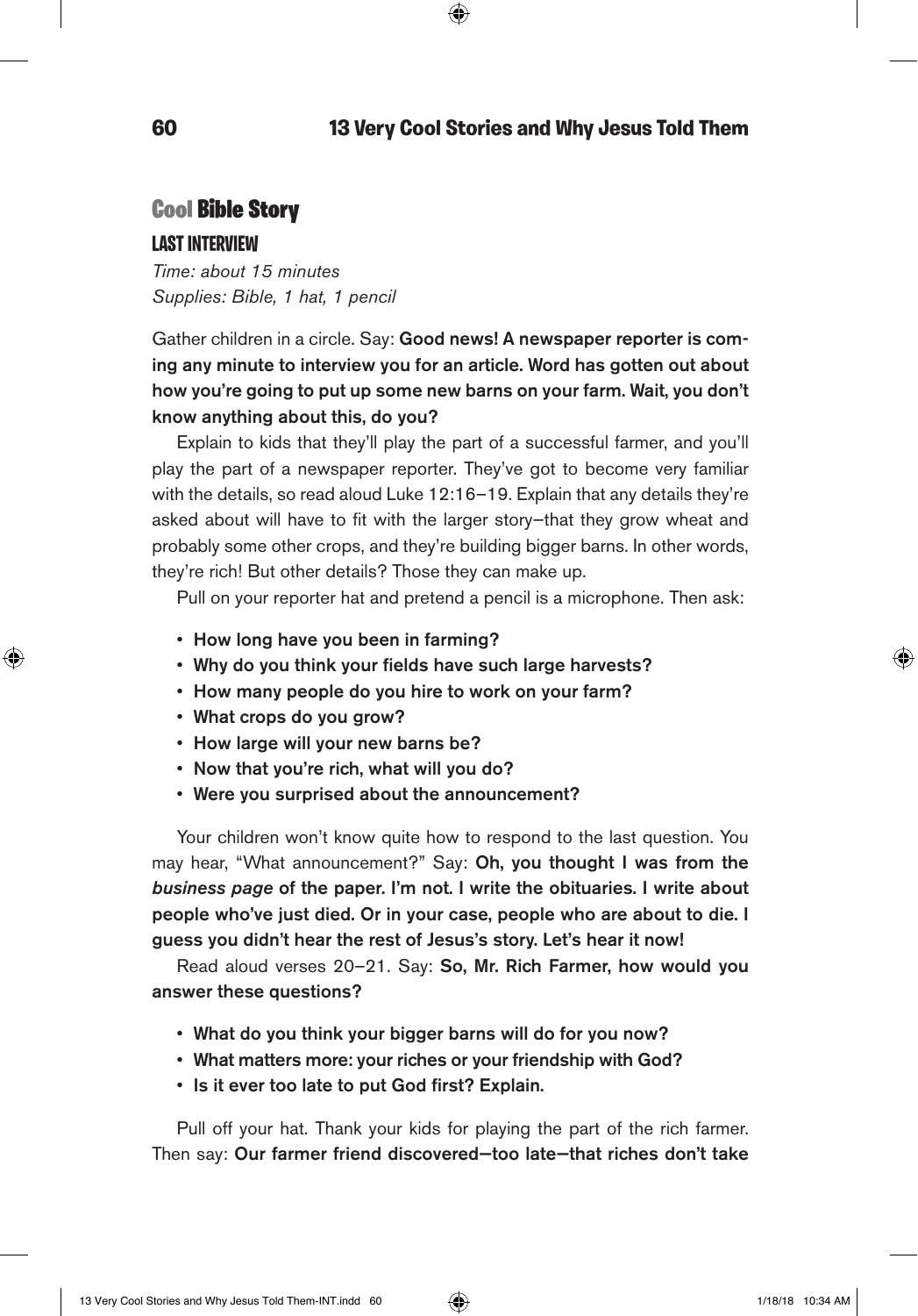## Cool Bible Story

### LAST INTERVIEW

*Time: about 15 minutes*
*Supplies: Bible, 1 hat, 1 pencil*

Gather children in a circle. Say: **Good news! A newspaper reporter is coming any minute to interview you for an article. Word has gotten out about how you're going to put up some new barns on your farm. Wait, you don't know anything about this, do you?**

Explain to kids that they'll play the part of a successful farmer, and you'll play the part of a newspaper reporter. They've got to become very familiar with the details, so read aloud Luke 12:16–19. Explain that any details they're asked about will have to fit with the larger story—that they grow wheat and probably some other crops, and they're building bigger barns. In other words, they're rich! But other details? Those they can make up.

Pull on your reporter hat and pretend a pencil is a microphone. Then ask:

- **How long have you been in farming?**
- **Why do you think your fields have such large harvests?**
- **How many people do you hire to work on your farm?**
- **What crops do you grow?**
- **How large will your new barns be?**
- **Now that you're rich, what will you do?**
- **Were you surprised about the announcement?**

Your children won't know quite how to respond to the last question. You may hear, "What announcement?" Say: **Oh, you thought I was from the *business page* of the paper. I'm not. I write the obituaries. I write about people who've just died. Or in your case, people who are about to die. I guess you didn't hear the rest of Jesus's story. Let's hear it now!**

Read aloud verses 20–21. Say: **So, Mr. Rich Farmer, how would you answer these questions?**

- **What do you think your bigger barns will do for you now?**
- **What matters more: your riches or your friendship with God?**
- **Is it ever too late to put God first? Explain.**

Pull off your hat. Thank your kids for playing the part of the rich farmer. Then say: **Our farmer friend discovered—too late—that riches don't take**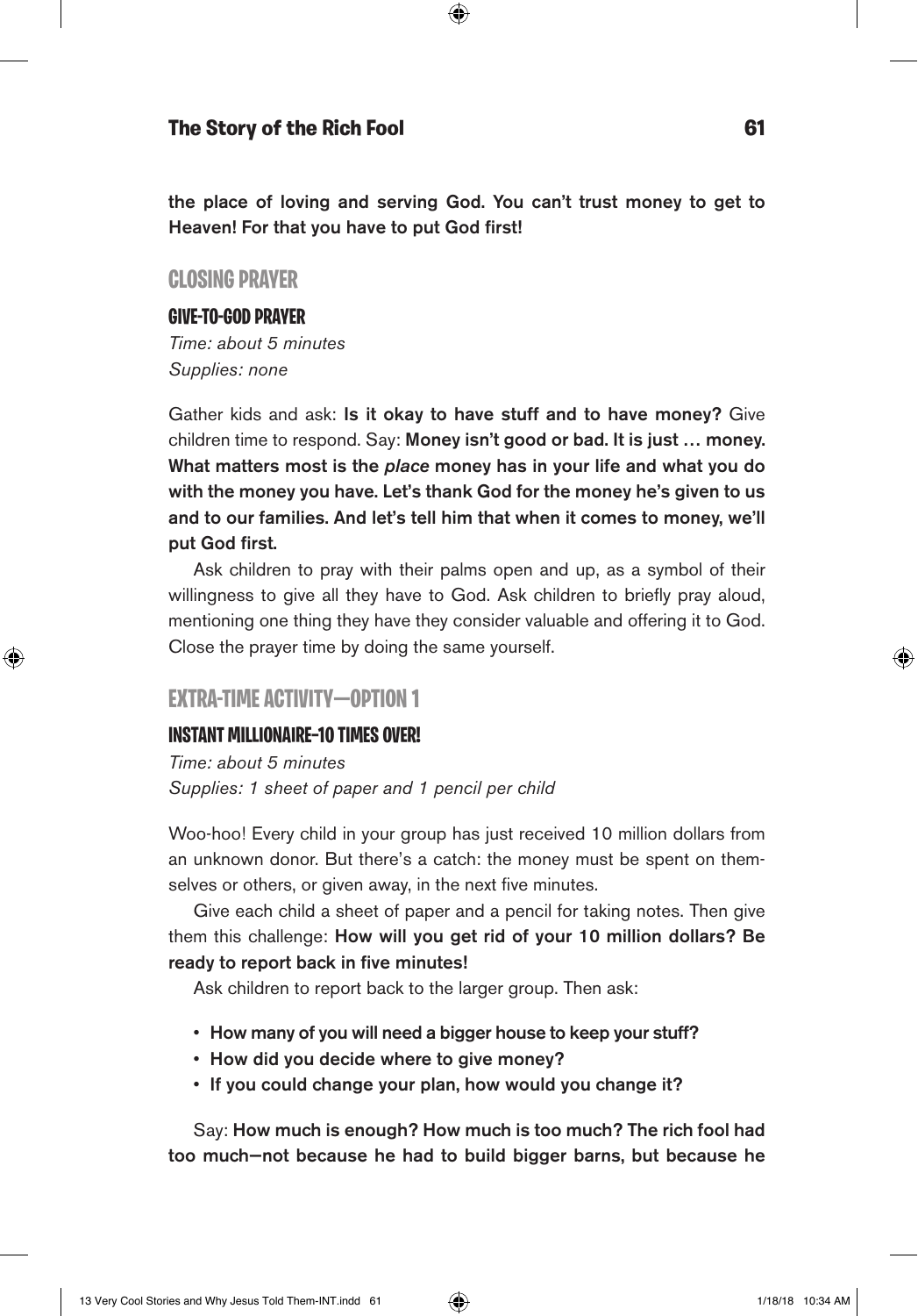**the place of loving and serving God. You can't trust money to get to Heaven! For that you have to put God first!**

## CLOSING PRAYER

### GIVE-TO-GOD PRAYER

*Time: about 5 minutes*
*Supplies: none*

Gather kids and ask: **Is it okay to have stuff and to have money?** Give children time to respond. Say: **Money isn't good or bad. It is just … money. What matters most is the *place* money has in your life and what you do with the money you have. Let's thank God for the money he's given to us and to our families. And let's tell him that when it comes to money, we'll put God first.**

Ask children to pray with their palms open and up, as a symbol of their willingness to give all they have to God. Ask children to briefly pray aloud, mentioning one thing they have they consider valuable and offering it to God. Close the prayer time by doing the same yourself.

## EXTRA-TIME ACTIVITY—OPTION 1

### INSTANT MILLIONAIRE–10 TIMES OVER!

*Time: about 5 minutes*
*Supplies: 1 sheet of paper and 1 pencil per child*

Woo-hoo! Every child in your group has just received 10 million dollars from an unknown donor. But there's a catch: the money must be spent on themselves or others, or given away, in the next five minutes.

Give each child a sheet of paper and a pencil for taking notes. Then give them this challenge: **How will you get rid of your 10 million dollars? Be ready to report back in five minutes!**

Ask children to report back to the larger group. Then ask:

- **How many of you will need a bigger house to keep your stuff?**
- **How did you decide where to give money?**
- **If you could change your plan, how would you change it?**

Say: **How much is enough? How much is too much? The rich fool had too much—not because he had to build bigger barns, but because he**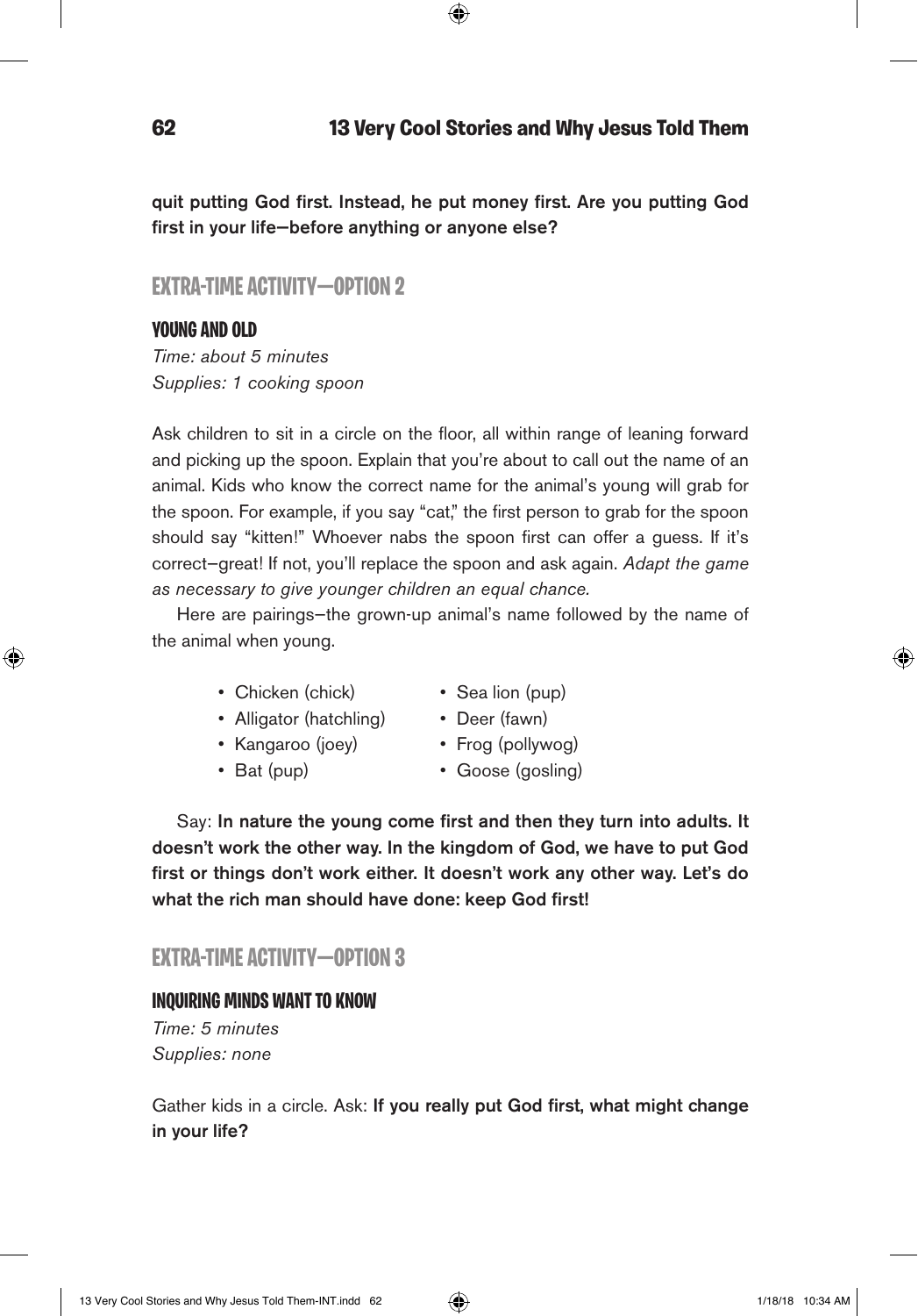**quit putting God first. Instead, he put money first. Are you putting God first in your life—before anything or anyone else?**

## EXTRA-TIME ACTIVITY—OPTION 2

### YOUNG AND OLD

*Time: about 5 minutes*
*Supplies: 1 cooking spoon*

Ask children to sit in a circle on the floor, all within range of leaning forward and picking up the spoon. Explain that you're about to call out the name of an animal. Kids who know the correct name for the animal's young will grab for the spoon. For example, if you say "cat," the first person to grab for the spoon should say "kitten!" Whoever nabs the spoon first can offer a guess. If it's correct—great! If not, you'll replace the spoon and ask again. *Adapt the game as necessary to give younger children an equal chance.*

Here are pairings—the grown-up animal's name followed by the name of the animal when young.

- Chicken (chick)
- Alligator (hatchling)
- Kangaroo (joey)
- Bat (pup)
- Sea lion (pup)
- Deer (fawn)
- Frog (pollywog)
- Goose (gosling)

Say: **In nature the young come first and then they turn into adults. It doesn't work the other way. In the kingdom of God, we have to put God first or things don't work either. It doesn't work any other way. Let's do what the rich man should have done: keep God first!**

## EXTRA-TIME ACTIVITY—OPTION 3

### INQUIRING MINDS WANT TO KNOW

*Time: 5 minutes*
*Supplies: none*

Gather kids in a circle. Ask: **If you really put God first, what might change in your life?**